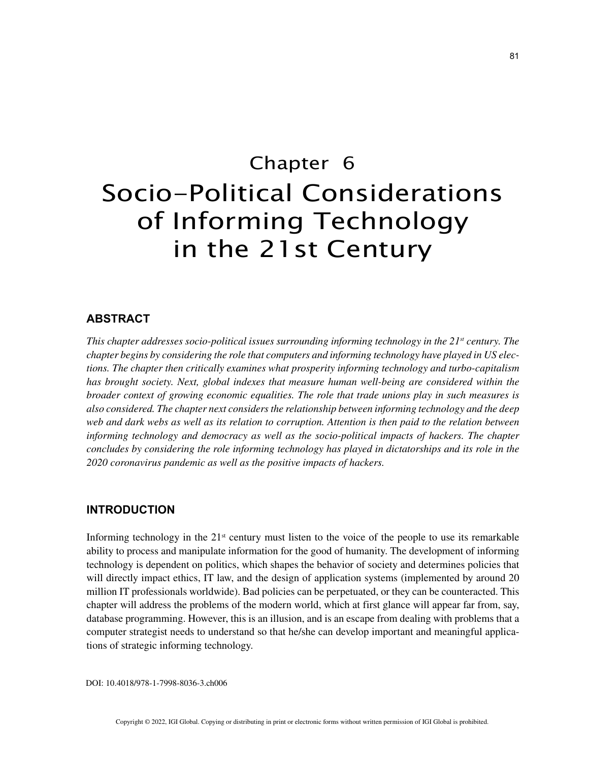# Chapter 6
# Socio-Political Considerations of Informing Technology in the 21st Century

## ABSTRACT

*This chapter addresses socio-political issues surrounding informing technology in the 21st century. The chapter begins by considering the role that computers and informing technology have played in US elections. The chapter then critically examines what prosperity informing technology and turbo-capitalism has brought society. Next, global indexes that measure human well-being are considered within the broader context of growing economic equalities. The role that trade unions play in such measures is also considered. The chapter next considers the relationship between informing technology and the deep web and dark webs as well as its relation to corruption. Attention is then paid to the relation between informing technology and democracy as well as the socio-political impacts of hackers. The chapter concludes by considering the role informing technology has played in dictatorships and its role in the 2020 coronavirus pandemic as well as the positive impacts of hackers.*

## INTRODUCTION

Informing technology in the 21st century must listen to the voice of the people to use its remarkable ability to process and manipulate information for the good of humanity. The development of informing technology is dependent on politics, which shapes the behavior of society and determines policies that will directly impact ethics, IT law, and the design of application systems (implemented by around 20 million IT professionals worldwide). Bad policies can be perpetuated, or they can be counteracted. This chapter will address the problems of the modern world, which at first glance will appear far from, say, database programming. However, this is an illusion, and is an escape from dealing with problems that a computer strategist needs to understand so that he/she can develop important and meaningful applications of strategic informing technology.

DOI: 10.4018/978-1-7998-8036-3.ch006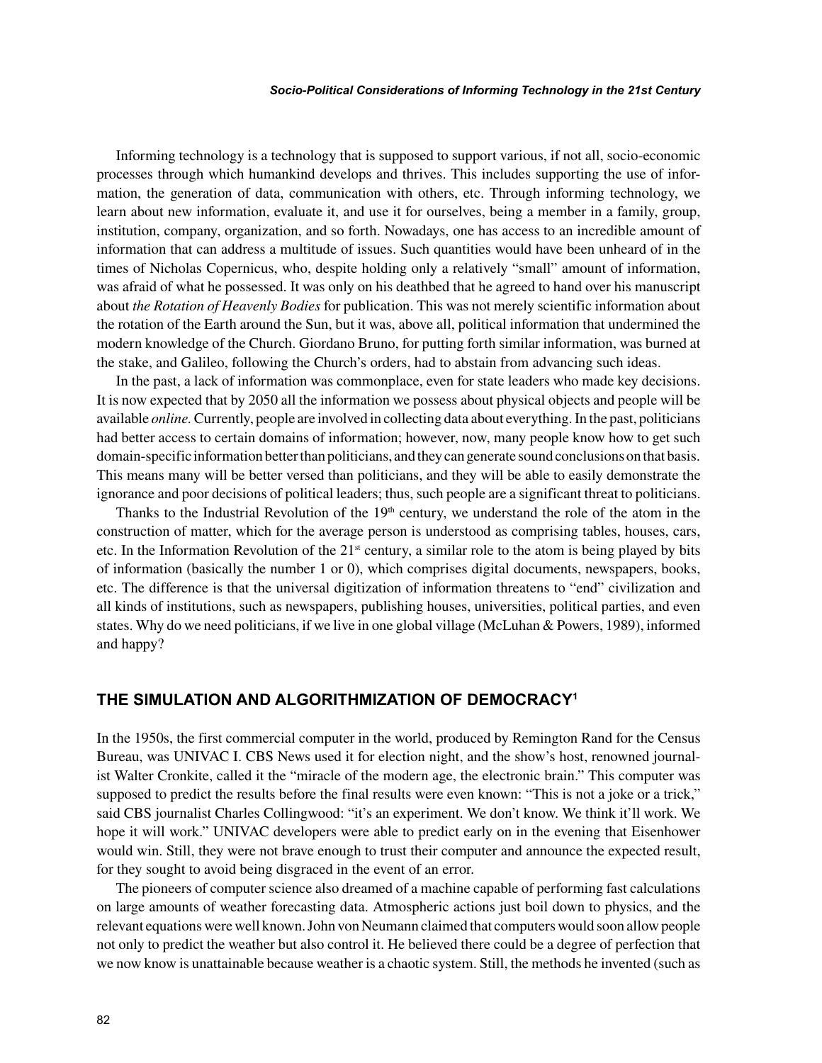Informing technology is a technology that is supposed to support various, if not all, socio-economic processes through which humankind develops and thrives. This includes supporting the use of information, the generation of data, communication with others, etc. Through informing technology, we learn about new information, evaluate it, and use it for ourselves, being a member in a family, group, institution, company, organization, and so forth. Nowadays, one has access to an incredible amount of information that can address a multitude of issues. Such quantities would have been unheard of in the times of Nicholas Copernicus, who, despite holding only a relatively "small" amount of information, was afraid of what he possessed. It was only on his deathbed that he agreed to hand over his manuscript about *the Rotation of Heavenly Bodies* for publication. This was not merely scientific information about the rotation of the Earth around the Sun, but it was, above all, political information that undermined the modern knowledge of the Church. Giordano Bruno, for putting forth similar information, was burned at the stake, and Galileo, following the Church's orders, had to abstain from advancing such ideas.

In the past, a lack of information was commonplace, even for state leaders who made key decisions. It is now expected that by 2050 all the information we possess about physical objects and people will be available *online*. Currently, people are involved in collecting data about everything. In the past, politicians had better access to certain domains of information; however, now, many people know how to get such domain-specific information better than politicians, and they can generate sound conclusions on that basis. This means many will be better versed than politicians, and they will be able to easily demonstrate the ignorance and poor decisions of political leaders; thus, such people are a significant threat to politicians.

Thanks to the Industrial Revolution of the 19th century, we understand the role of the atom in the construction of matter, which for the average person is understood as comprising tables, houses, cars, etc. In the Information Revolution of the 21st century, a similar role to the atom is being played by bits of information (basically the number 1 or 0), which comprises digital documents, newspapers, books, etc. The difference is that the universal digitization of information threatens to "end" civilization and all kinds of institutions, such as newspapers, publishing houses, universities, political parties, and even states. Why do we need politicians, if we live in one global village (McLuhan & Powers, 1989), informed and happy?

## THE SIMULATION AND ALGORITHMIZATION OF DEMOCRACY[1]

In the 1950s, the first commercial computer in the world, produced by Remington Rand for the Census Bureau, was UNIVAC I. CBS News used it for election night, and the show's host, renowned journalist Walter Cronkite, called it the "miracle of the modern age, the electronic brain." This computer was supposed to predict the results before the final results were even known: "This is not a joke or a trick," said CBS journalist Charles Collingwood: "it's an experiment. We don't know. We think it'll work. We hope it will work." UNIVAC developers were able to predict early on in the evening that Eisenhower would win. Still, they were not brave enough to trust their computer and announce the expected result, for they sought to avoid being disgraced in the event of an error.

The pioneers of computer science also dreamed of a machine capable of performing fast calculations on large amounts of weather forecasting data. Atmospheric actions just boil down to physics, and the relevant equations were well known. John von Neumann claimed that computers would soon allow people not only to predict the weather but also control it. He believed there could be a degree of perfection that we now know is unattainable because weather is a chaotic system. Still, the methods he invented (such as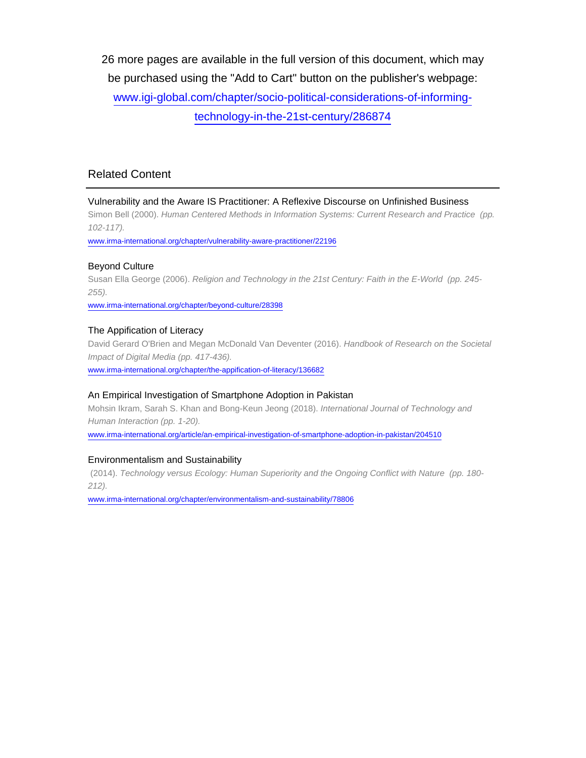26 more pages are available in the full version of this document, which may be purchased using the "Add to Cart" button on the publisher's webpage: [www.igi-global.com/chapter/socio-political-considerations-of-informing-technology-in-the-21st-century/286874](www.igi-global.com/chapter/socio-political-considerations-of-informing-technology-in-the-21st-century/286874)

## Related Content

### Vulnerability and the Aware IS Practitioner: A Reflexive Discourse on Unfinished Business

Simon Bell (2000). *Human Centered Methods in Information Systems: Current Research and Practice (pp. 102-117).*

[www.irma-international.org/chapter/vulnerability-aware-practitioner/22196](www.irma-international.org/chapter/vulnerability-aware-practitioner/22196)

### Beyond Culture

Susan Ella George (2006). *Religion and Technology in the 21st Century: Faith in the E-World (pp. 245-255).*

[www.irma-international.org/chapter/beyond-culture/28398](www.irma-international.org/chapter/beyond-culture/28398)

### The Appification of Literacy

David Gerard O'Brien and Megan McDonald Van Deventer (2016). *Handbook of Research on the Societal Impact of Digital Media (pp. 417-436).*

[www.irma-international.org/chapter/the-appification-of-literacy/136682](www.irma-international.org/chapter/the-appification-of-literacy/136682)

### An Empirical Investigation of Smartphone Adoption in Pakistan

Mohsin Ikram, Sarah S. Khan and Bong-Keun Jeong (2018). *International Journal of Technology and Human Interaction (pp. 1-20).*

[www.irma-international.org/article/an-empirical-investigation-of-smartphone-adoption-in-pakistan/204510](www.irma-international.org/article/an-empirical-investigation-of-smartphone-adoption-in-pakistan/204510)

### Environmentalism and Sustainability

(2014). *Technology versus Ecology: Human Superiority and the Ongoing Conflict with Nature (pp. 180-212).*

[www.irma-international.org/chapter/environmentalism-and-sustainability/78806](www.irma-international.org/chapter/environmentalism-and-sustainability/78806)